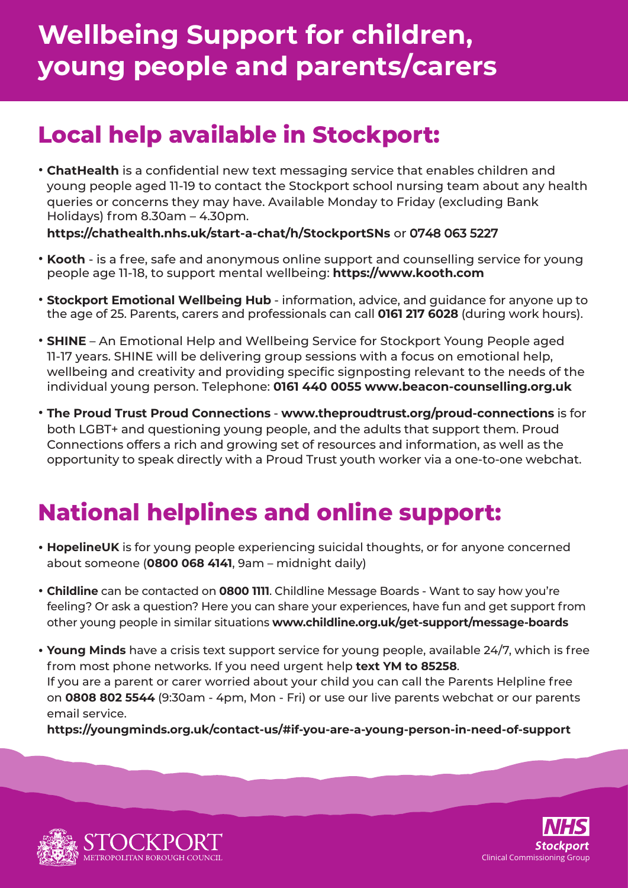# Wellbeing Support for children, young people and parents/carers

## Local help available in Stockport:

- **ChatHealth** is a confidential new text messaging service that enables children and young people aged 11-19 to contact the Stockport school nursing team about any health queries or concerns they may have. Available Monday to Friday (excluding Bank Holidays) from 8.30am – 4.30pm.
  **https://chathealth.nhs.uk/start-a-chat/h/StockportSNs** or **0748 063 5227**
- **Kooth** - is a free, safe and anonymous online support and counselling service for young people age 11-18, to support mental wellbeing: **https://www.kooth.com**
- **Stockport Emotional Wellbeing Hub** - information, advice, and guidance for anyone up to the age of 25. Parents, carers and professionals can call **0161 217 6028** (during work hours).
- **SHINE** – An Emotional Help and Wellbeing Service for Stockport Young People aged 11-17 years. SHINE will be delivering group sessions with a focus on emotional help, wellbeing and creativity and providing specific signposting relevant to the needs of the individual young person. Telephone: **0161 440 0055 www.beacon-counselling.org.uk**
- **The Proud Trust Proud Connections** - **www.theproudtrust.org/proud-connections** is for both LGBT+ and questioning young people, and the adults that support them. Proud Connections offers a rich and growing set of resources and information, as well as the opportunity to speak directly with a Proud Trust youth worker via a one-to-one webchat.

## National helplines and online support:

- **HopelineUK** is for young people experiencing suicidal thoughts, or for anyone concerned about someone (**0800 068 4141**, 9am – midnight daily)
- **Childline** can be contacted on **0800 1111**. Childline Message Boards - Want to say how you're feeling? Or ask a question? Here you can share your experiences, have fun and get support from other young people in similar situations **www.childline.org.uk/get-support/message-boards**
- **Young Minds** have a crisis text support service for young people, available 24/7, which is free from most phone networks. If you need urgent help **text YM to 85258**.
  If you are a parent or carer worried about your child you can call the Parents Helpline free on **0808 802 5544** (9:30am - 4pm, Mon - Fri) or use our live parents webchat or our parents email service.
  **https://youngminds.org.uk/contact-us/#if-you-are-a-young-person-in-need-of-support**

STOCKPORT METROPOLITAN BOROUGH COUNCIL

NHS Stockport Clinical Commissioning Group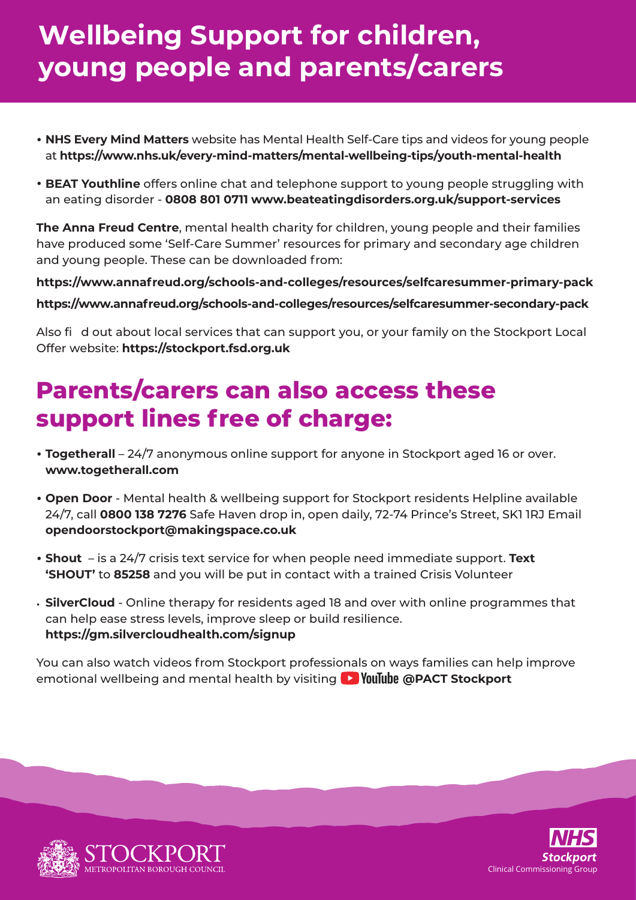# Wellbeing Support for children, young people and parents/carers

- **NHS Every Mind Matters** website has Mental Health Self-Care tips and videos for young people at **https://www.nhs.uk/every-mind-matters/mental-wellbeing-tips/youth-mental-health**
- **BEAT Youthline** offers online chat and telephone support to young people struggling with an eating disorder - **0808 801 0711 www.beateatingdisorders.org.uk/support-services**

**The Anna Freud Centre**, mental health charity for children, young people and their families have produced some 'Self-Care Summer' resources for primary and secondary age children and young people. These can be downloaded from:

**https://www.annafreud.org/schools-and-colleges/resources/selfcaresummer-primary-pack**

**https://www.annafreud.org/schools-and-colleges/resources/selfcaresummer-secondary-pack**

Also fi d out about local services that can support you, or your family on the Stockport Local Offer website: **https://stockport.fsd.org.uk**

## Parents/carers can also access these support lines free of charge:

- **Togetherall** – 24/7 anonymous online support for anyone in Stockport aged 16 or over. **www.togetherall.com**
- **Open Door** - Mental health & wellbeing support for Stockport residents Helpline available 24/7, call **0800 138 7276** Safe Haven drop in, open daily, 72-74 Prince's Street, SK1 1RJ Email **opendoorstockport@makingspace.co.uk**
- **Shout** – is a 24/7 crisis text service for when people need immediate support. **Text 'SHOUT'** to **85258** and you will be put in contact with a trained Crisis Volunteer
- **SilverCloud** - Online therapy for residents aged 18 and over with online programmes that can help ease stress levels, improve sleep or build resilience. **https://gm.silvercloudhealth.com/signup**

You can also watch videos from Stockport professionals on ways families can help improve emotional wellbeing and mental health by visiting YouTube **@PACT Stockport**

STOCKPORT METROPOLITAN BOROUGH COUNCIL

NHS Stockport Clinical Commissioning Group